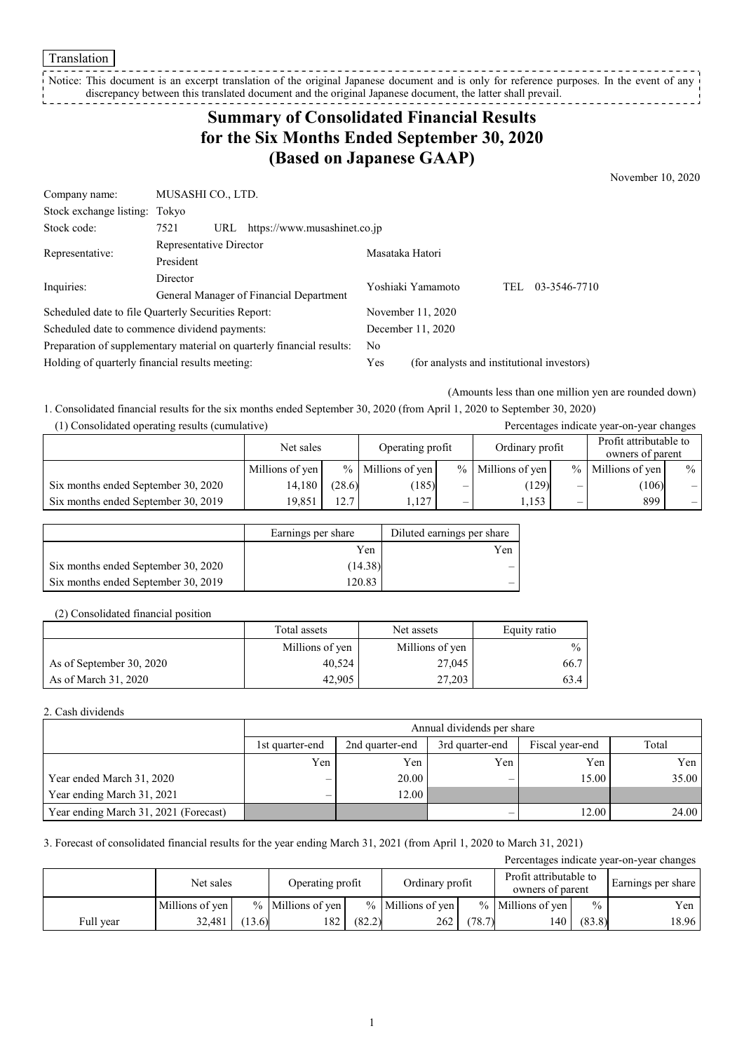Translation

Notice: This document is an excerpt translation of the original Japanese document and is only for reference purposes. In the event of any discrepancy between this translated document and the original Japanese document, the latter shall prevail.

# Summary of Consolidated Financial Results for the Six Months Ended September 30, 2020 (Based on Japanese GAAP)

November 10, 2020

| | | |
|---|---|---|
| Company name: | MUSASHI CO., LTD. | |
| Stock exchange listing: | Tokyo | |
| Stock code: | 7521 URL https://www.musashinet.co.jp | |
| Representative: | Representative Director President | Masataka Hatori |
| Inquiries: | Director General Manager of Financial Department | Yoshiaki Yamamoto TEL 03-3546-7710 |
| Scheduled date to file Quarterly Securities Report: | | November 11, 2020 |
| Scheduled date to commence dividend payments: | | December 11, 2020 |
| Preparation of supplementary material on quarterly financial results: | | No |
| Holding of quarterly financial results meeting: | | Yes (for analysts and institutional investors) |

(Amounts less than one million yen are rounded down)

1. Consolidated financial results for the six months ended September 30, 2020 (from April 1, 2020 to September 30, 2020)

(1) Consolidated operating results (cumulative)

Percentages indicate year-on-year changes

| | Net sales | | Operating profit | | Ordinary profit | | Profit attributable to owners of parent | |
|---|---|---|---|---|---|---|---|---|
| | Millions of yen | % | Millions of yen | % | Millions of yen | % | Millions of yen | % |
| Six months ended September 30, 2020 | 14,180 | (28.6) | (185) | – | (129) | – | (106) | – |
| Six months ended September 30, 2019 | 19,851 | 12.7 | 1,127 | – | 1,153 | – | 899 | – |

| | Earnings per share | Diluted earnings per share |
|---|---|---|
| | Yen | Yen |
| Six months ended September 30, 2020 | (14.38) | – |
| Six months ended September 30, 2019 | 120.83 | – |

(2) Consolidated financial position

| | Total assets | Net assets | Equity ratio |
|---|---|---|---|
| | Millions of yen | Millions of yen | % |
| As of September 30, 2020 | 40,524 | 27,045 | 66.7 |
| As of March 31, 2020 | 42,905 | 27,203 | 63.4 |

2. Cash dividends

| | Annual dividends per share | | | | |
|---|---|---|---|---|---|
| | 1st quarter-end | 2nd quarter-end | 3rd quarter-end | Fiscal year-end | Total |
| | Yen | Yen | Yen | Yen | Yen |
| Year ended March 31, 2020 | – | 20.00 | – | 15.00 | 35.00 |
| Year ending March 31, 2021 | – | 12.00 | | | |
| Year ending March 31, 2021 (Forecast) | | | – | 12.00 | 24.00 |

3. Forecast of consolidated financial results for the year ending March 31, 2021 (from April 1, 2020 to March 31, 2021)

Percentages indicate year-on-year changes

| | Net sales | | Operating profit | | Ordinary profit | | Profit attributable to owners of parent | | Earnings per share |
|---|---|---|---|---|---|---|---|---|---|
| | Millions of yen | % | Millions of yen | % | Millions of yen | % | Millions of yen | % | Yen |
| Full year | 32,481 | (13.6) | 182 | (82.2) | 262 | (78.7) | 140 | (83.8) | 18.96 |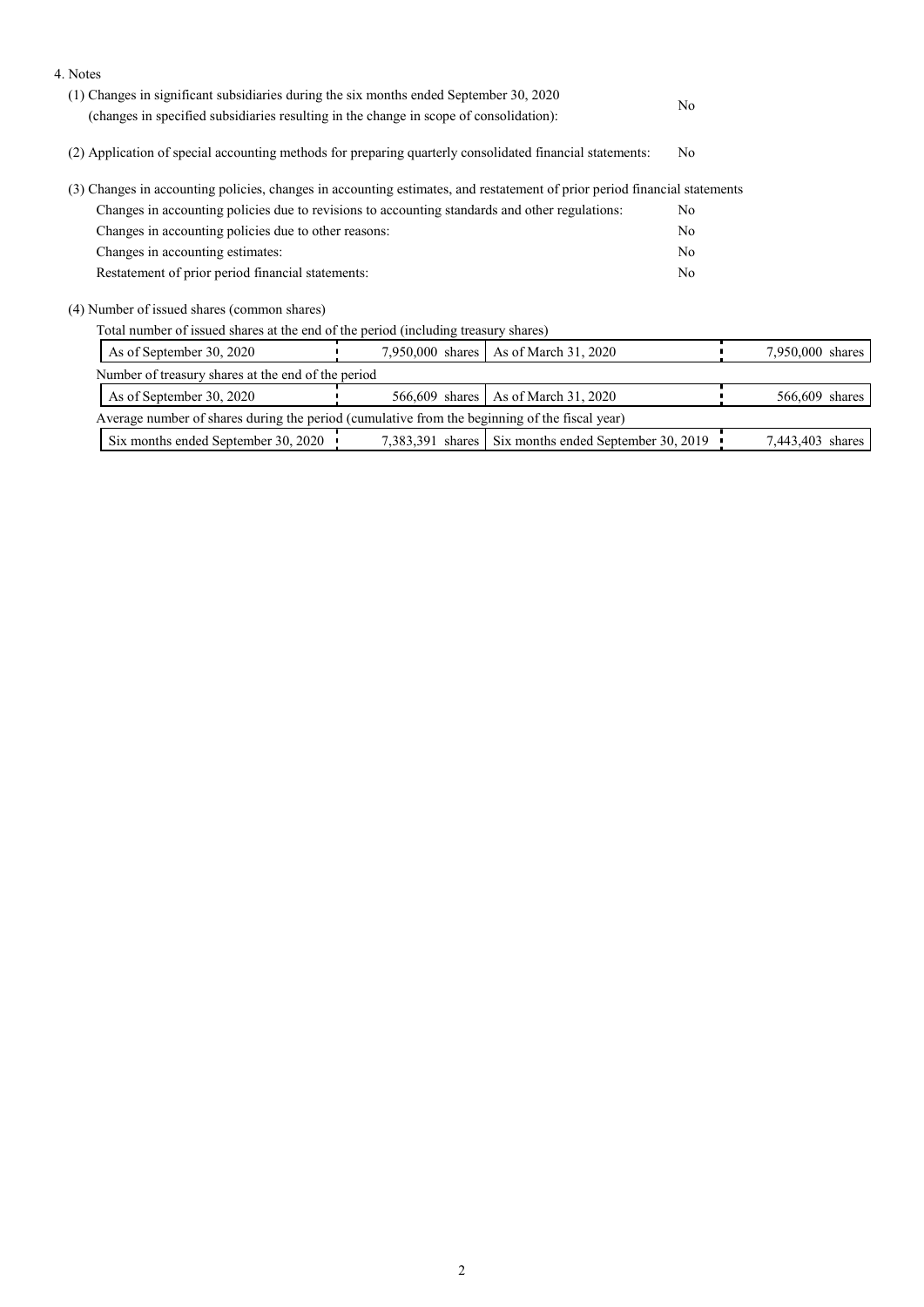4. Notes

(1) Changes in significant subsidiaries during the six months ended September 30, 2020 (changes in specified subsidiaries resulting in the change in scope of consolidation): No

(2) Application of special accounting methods for preparing quarterly consolidated financial statements: No

(3) Changes in accounting policies, changes in accounting estimates, and restatement of prior period financial statements

| | |
|---|---|
| Changes in accounting policies due to revisions to accounting standards and other regulations: | No |
| Changes in accounting policies due to other reasons: | No |
| Changes in accounting estimates: | No |
| Restatement of prior period financial statements: | No |

(4) Number of issued shares (common shares)

Total number of issued shares at the end of the period (including treasury shares)

| | | | |
|---|---|---|---|
| As of September 30, 2020 | 7,950,000 shares | As of March 31, 2020 | 7,950,000 shares |

Number of treasury shares at the end of the period

| | | | |
|---|---|---|---|
| As of September 30, 2020 | 566,609 shares | As of March 31, 2020 | 566,609 shares |

Average number of shares during the period (cumulative from the beginning of the fiscal year)

| | | | |
|---|---|---|---|
| Six months ended September 30, 2020 | 7,383,391 shares | Six months ended September 30, 2019 | 7,443,403 shares |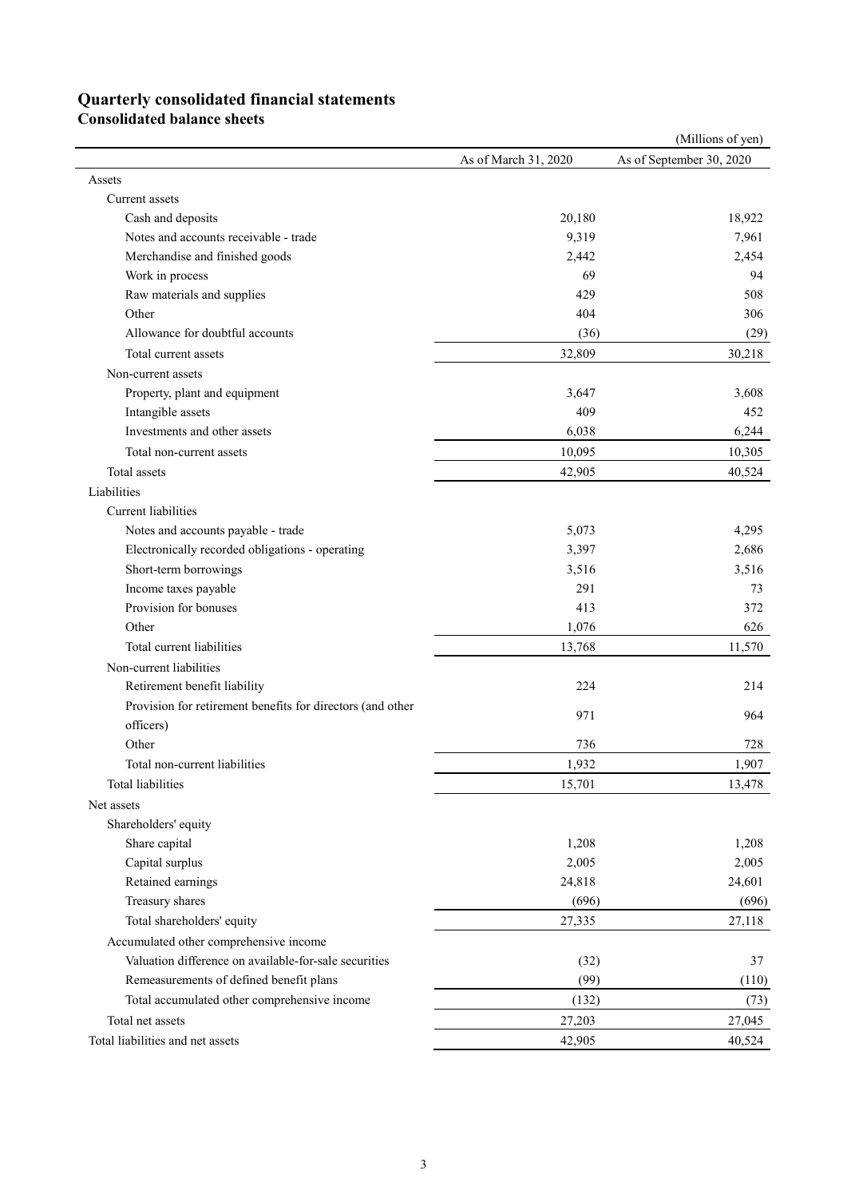## Quarterly consolidated financial statements

### Consolidated balance sheets

(Millions of yen)

| | As of March 31, 2020 | As of September 30, 2020 |
|---|---|---|
| Assets | | |
| Current assets | | |
| Cash and deposits | 20,180 | 18,922 |
| Notes and accounts receivable - trade | 9,319 | 7,961 |
| Merchandise and finished goods | 2,442 | 2,454 |
| Work in process | 69 | 94 |
| Raw materials and supplies | 429 | 508 |
| Other | 404 | 306 |
| Allowance for doubtful accounts | (36) | (29) |
| Total current assets | 32,809 | 30,218 |
| Non-current assets | | |
| Property, plant and equipment | 3,647 | 3,608 |
| Intangible assets | 409 | 452 |
| Investments and other assets | 6,038 | 6,244 |
| Total non-current assets | 10,095 | 10,305 |
| Total assets | 42,905 | 40,524 |
| Liabilities | | |
| Current liabilities | | |
| Notes and accounts payable - trade | 5,073 | 4,295 |
| Electronically recorded obligations - operating | 3,397 | 2,686 |
| Short-term borrowings | 3,516 | 3,516 |
| Income taxes payable | 291 | 73 |
| Provision for bonuses | 413 | 372 |
| Other | 1,076 | 626 |
| Total current liabilities | 13,768 | 11,570 |
| Non-current liabilities | | |
| Retirement benefit liability | 224 | 214 |
| Provision for retirement benefits for directors (and other officers) | 971 | 964 |
| Other | 736 | 728 |
| Total non-current liabilities | 1,932 | 1,907 |
| Total liabilities | 15,701 | 13,478 |
| Net assets | | |
| Shareholders' equity | | |
| Share capital | 1,208 | 1,208 |
| Capital surplus | 2,005 | 2,005 |
| Retained earnings | 24,818 | 24,601 |
| Treasury shares | (696) | (696) |
| Total shareholders' equity | 27,335 | 27,118 |
| Accumulated other comprehensive income | | |
| Valuation difference on available-for-sale securities | (32) | 37 |
| Remeasurements of defined benefit plans | (99) | (110) |
| Total accumulated other comprehensive income | (132) | (73) |
| Total net assets | 27,203 | 27,045 |
| Total liabilities and net assets | 42,905 | 40,524 |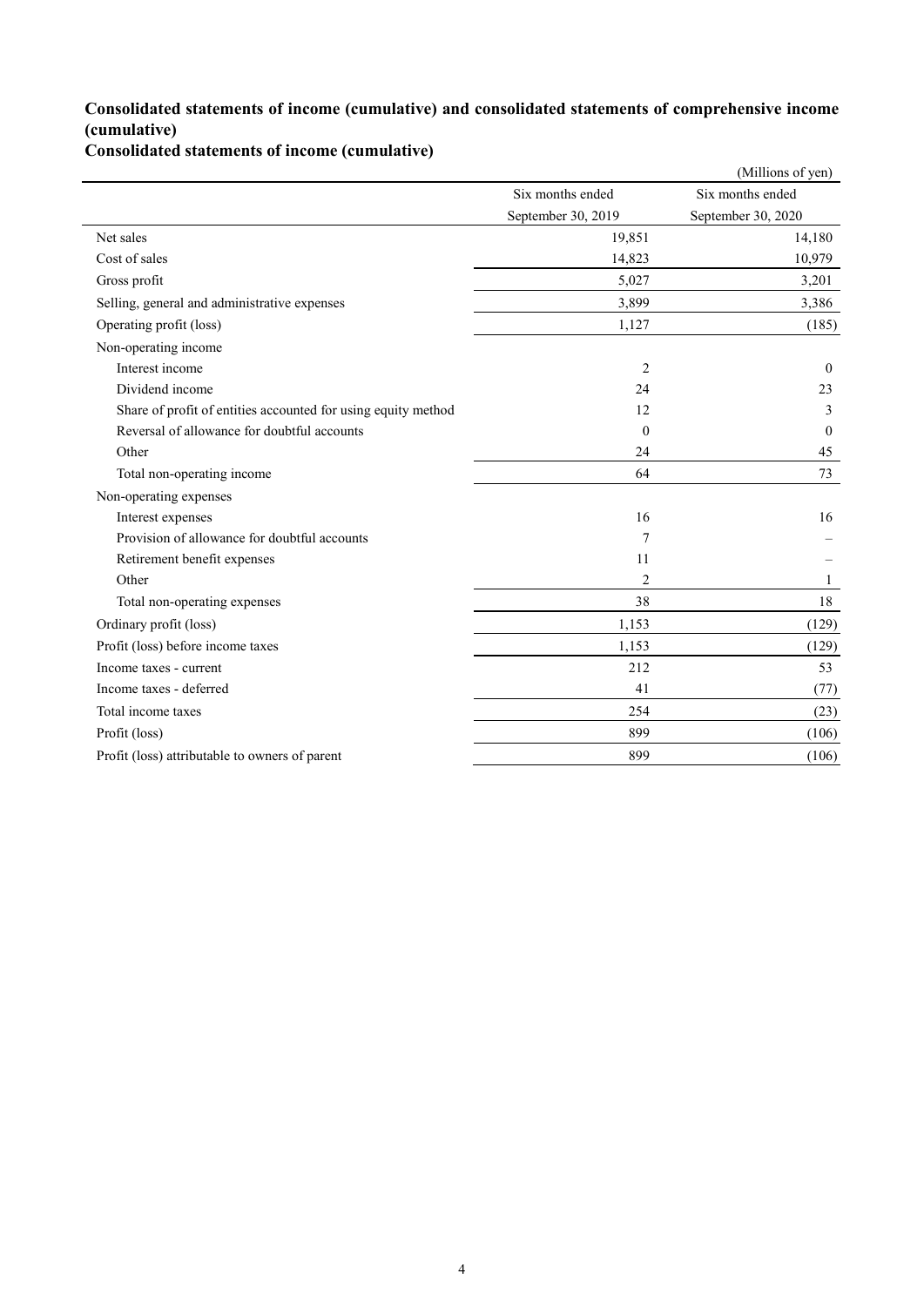## Consolidated statements of income (cumulative) and consolidated statements of comprehensive income (cumulative)

### Consolidated statements of income (cumulative)

(Millions of yen)

| | Six months ended September 30, 2019 | Six months ended September 30, 2020 |
|---|---|---|
| Net sales | 19,851 | 14,180 |
| Cost of sales | 14,823 | 10,979 |
| Gross profit | 5,027 | 3,201 |
| Selling, general and administrative expenses | 3,899 | 3,386 |
| Operating profit (loss) | 1,127 | (185) |
| Non-operating income | | |
| Interest income | 2 | 0 |
| Dividend income | 24 | 23 |
| Share of profit of entities accounted for using equity method | 12 | 3 |
| Reversal of allowance for doubtful accounts | 0 | 0 |
| Other | 24 | 45 |
| Total non-operating income | 64 | 73 |
| Non-operating expenses | | |
| Interest expenses | 16 | 16 |
| Provision of allowance for doubtful accounts | 7 | – |
| Retirement benefit expenses | 11 | – |
| Other | 2 | 1 |
| Total non-operating expenses | 38 | 18 |
| Ordinary profit (loss) | 1,153 | (129) |
| Profit (loss) before income taxes | 1,153 | (129) |
| Income taxes - current | 212 | 53 |
| Income taxes - deferred | 41 | (77) |
| Total income taxes | 254 | (23) |
| Profit (loss) | 899 | (106) |
| Profit (loss) attributable to owners of parent | 899 | (106) |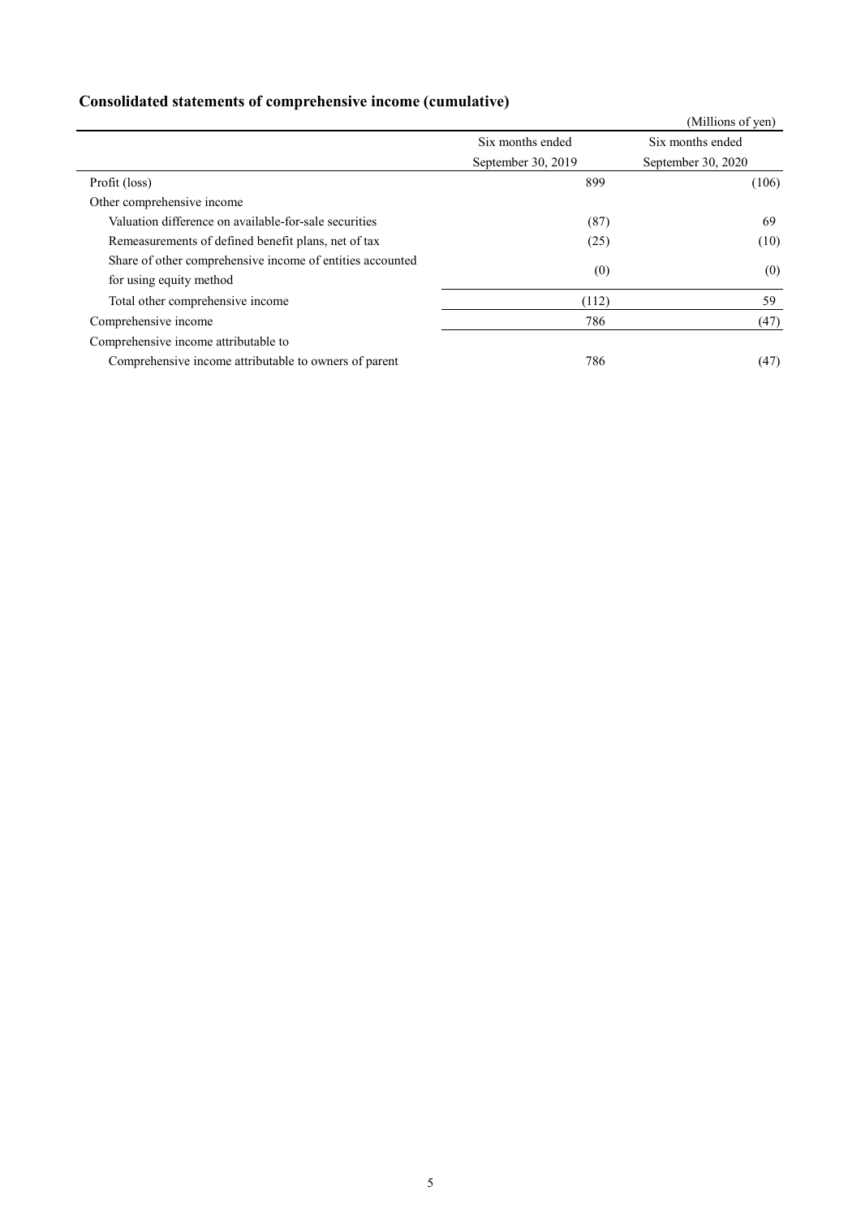## Consolidated statements of comprehensive income (cumulative)

(Millions of yen)

| | Six months ended September 30, 2019 | Six months ended September 30, 2020 |
|---|---|---|
| Profit (loss) | 899 | (106) |
| Other comprehensive income | | |
| Valuation difference on available-for-sale securities | (87) | 69 |
| Remeasurements of defined benefit plans, net of tax | (25) | (10) |
| Share of other comprehensive income of entities accounted for using equity method | (0) | (0) |
| Total other comprehensive income | (112) | 59 |
| Comprehensive income | 786 | (47) |
| Comprehensive income attributable to | | |
| Comprehensive income attributable to owners of parent | 786 | (47) |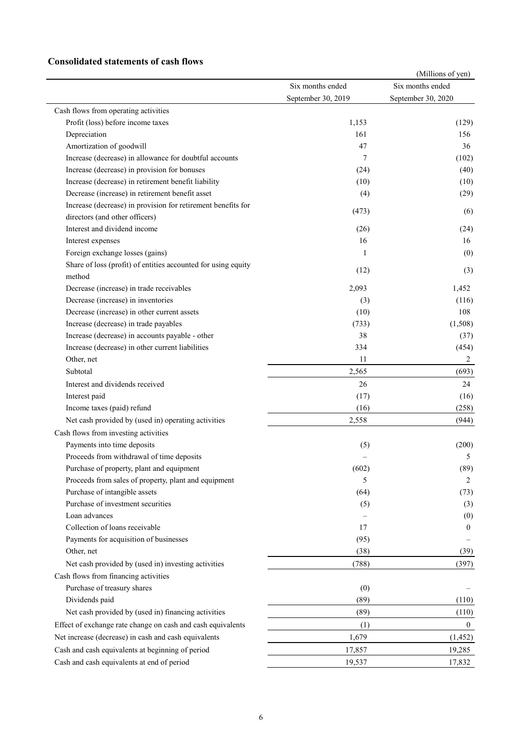## Consolidated statements of cash flows

(Millions of yen)

| | Six months ended September 30, 2019 | Six months ended September 30, 2020 |
|---|---|---|
| Cash flows from operating activities | | |
| Profit (loss) before income taxes | 1,153 | (129) |
| Depreciation | 161 | 156 |
| Amortization of goodwill | 47 | 36 |
| Increase (decrease) in allowance for doubtful accounts | 7 | (102) |
| Increase (decrease) in provision for bonuses | (24) | (40) |
| Increase (decrease) in retirement benefit liability | (10) | (10) |
| Decrease (increase) in retirement benefit asset | (4) | (29) |
| Increase (decrease) in provision for retirement benefits for directors (and other officers) | (473) | (6) |
| Interest and dividend income | (26) | (24) |
| Interest expenses | 16 | 16 |
| Foreign exchange losses (gains) | 1 | (0) |
| Share of loss (profit) of entities accounted for using equity method | (12) | (3) |
| Decrease (increase) in trade receivables | 2,093 | 1,452 |
| Decrease (increase) in inventories | (3) | (116) |
| Decrease (increase) in other current assets | (10) | 108 |
| Increase (decrease) in trade payables | (733) | (1,508) |
| Increase (decrease) in accounts payable - other | 38 | (37) |
| Increase (decrease) in other current liabilities | 334 | (454) |
| Other, net | 11 | 2 |
| Subtotal | 2,565 | (693) |
| Interest and dividends received | 26 | 24 |
| Interest paid | (17) | (16) |
| Income taxes (paid) refund | (16) | (258) |
| Net cash provided by (used in) operating activities | 2,558 | (944) |
| Cash flows from investing activities | | |
| Payments into time deposits | (5) | (200) |
| Proceeds from withdrawal of time deposits | – | 5 |
| Purchase of property, plant and equipment | (602) | (89) |
| Proceeds from sales of property, plant and equipment | 5 | 2 |
| Purchase of intangible assets | (64) | (73) |
| Purchase of investment securities | (5) | (3) |
| Loan advances | – | (0) |
| Collection of loans receivable | 17 | 0 |
| Payments for acquisition of businesses | (95) | – |
| Other, net | (38) | (39) |
| Net cash provided by (used in) investing activities | (788) | (397) |
| Cash flows from financing activities | | |
| Purchase of treasury shares | (0) | – |
| Dividends paid | (89) | (110) |
| Net cash provided by (used in) financing activities | (89) | (110) |
| Effect of exchange rate change on cash and cash equivalents | (1) | 0 |
| Net increase (decrease) in cash and cash equivalents | 1,679 | (1,452) |
| Cash and cash equivalents at beginning of period | 17,857 | 19,285 |
| Cash and cash equivalents at end of period | 19,537 | 17,832 |